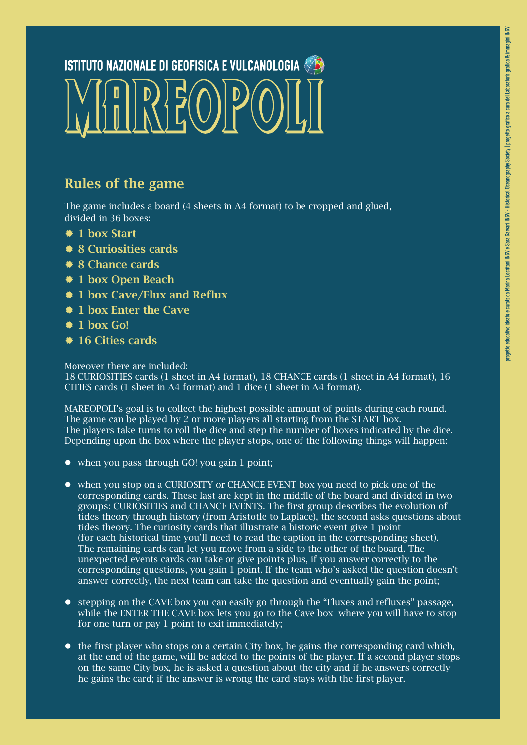ISTITUTO NAZIONALE DI GEOFISICA E VULCANOLOGIA

# MAREOPOLI

## Rules of the game

The game includes a board (4 sheets in A4 format) to be cropped and glued, divided in 36 boxes:

- **1 box Start**
- **8 Curiosities cards**
- **8 Chance cards**
- **1 box Open Beach**
- **1 box Cave/Flux and Reflux**
- **1 box Enter the Cave**
- **1 box Go!**
- **16 Cities cards**

Moreover there are included:
18 CURIOSITIES cards (1 sheet in A4 format), 18 CHANCE cards (1 sheet in A4 format), 16 CITIES cards (1 sheet in A4 format) and 1 dice (1 sheet in A4 format).

MAREOPOLI's goal is to collect the highest possible amount of points during each round.
The game can be played by 2 or more players all starting from the START box.
The players take turns to roll the dice and step the number of boxes indicated by the dice.
Depending upon the box where the player stops, one of the following things will happen:

- when you pass through GO! you gain 1 point;
- when you stop on a CURIOSITY or CHANCE EVENT box you need to pick one of the corresponding cards. These last are kept in the middle of the board and divided in two groups: CURIOSITIES and CHANCE EVENTS. The first group describes the evolution of tides theory through history (from Aristotle to Laplace), the second asks questions about tides theory. The curiosity cards that illustrate a historic event give 1 point (for each historical time you'll need to read the caption in the corresponding sheet). The remaining cards can let you move from a side to the other of the board. The unexpected events cards can take or give points plus, if you answer correctly to the corresponding questions, you gain 1 point. If the team who's asked the question doesn't answer correctly, the next team can take the question and eventually gain the point;
- stepping on the CAVE box you can easily go through the "Fluxes and refluxes" passage, while the ENTER THE CAVE box lets you go to the Cave box where you will have to stop for one turn or pay 1 point to exit immediately;
- the first player who stops on a certain City box, he gains the corresponding card which, at the end of the game, will be added to the points of the player. If a second player stops on the same City box, he is asked a question about the city and if he answers correctly he gains the card; if the answer is wrong the card stays with the first player.

progetto educativo ideato e curato da Marina Locritani INGV e Sara Garvani INGV - Historical Oceanography Society | progetto grafico a cura del Laboratorio grafica & immagini INGV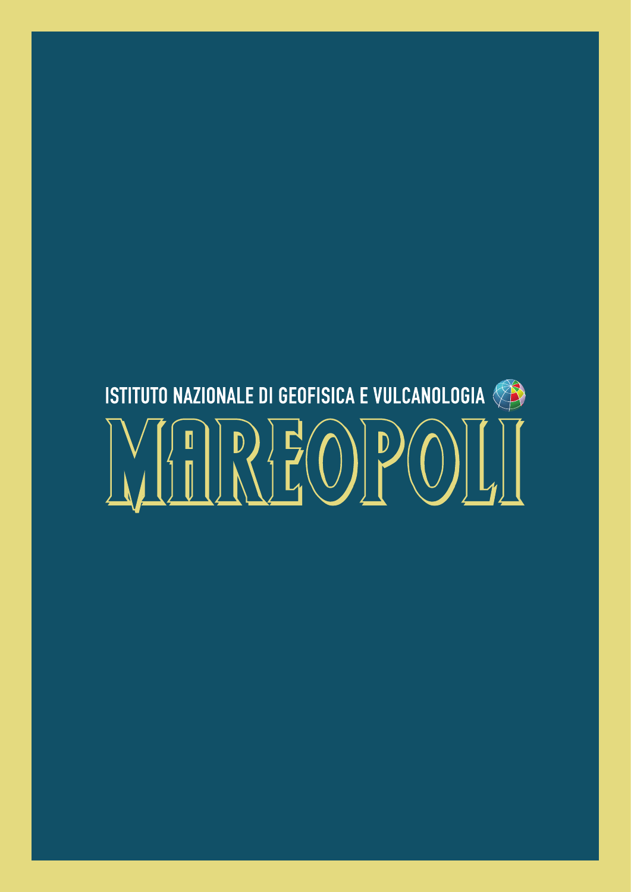ISTITUTO NAZIONALE DI GEOFISICA E VULCANOLOGIA

# MAREOPOLI